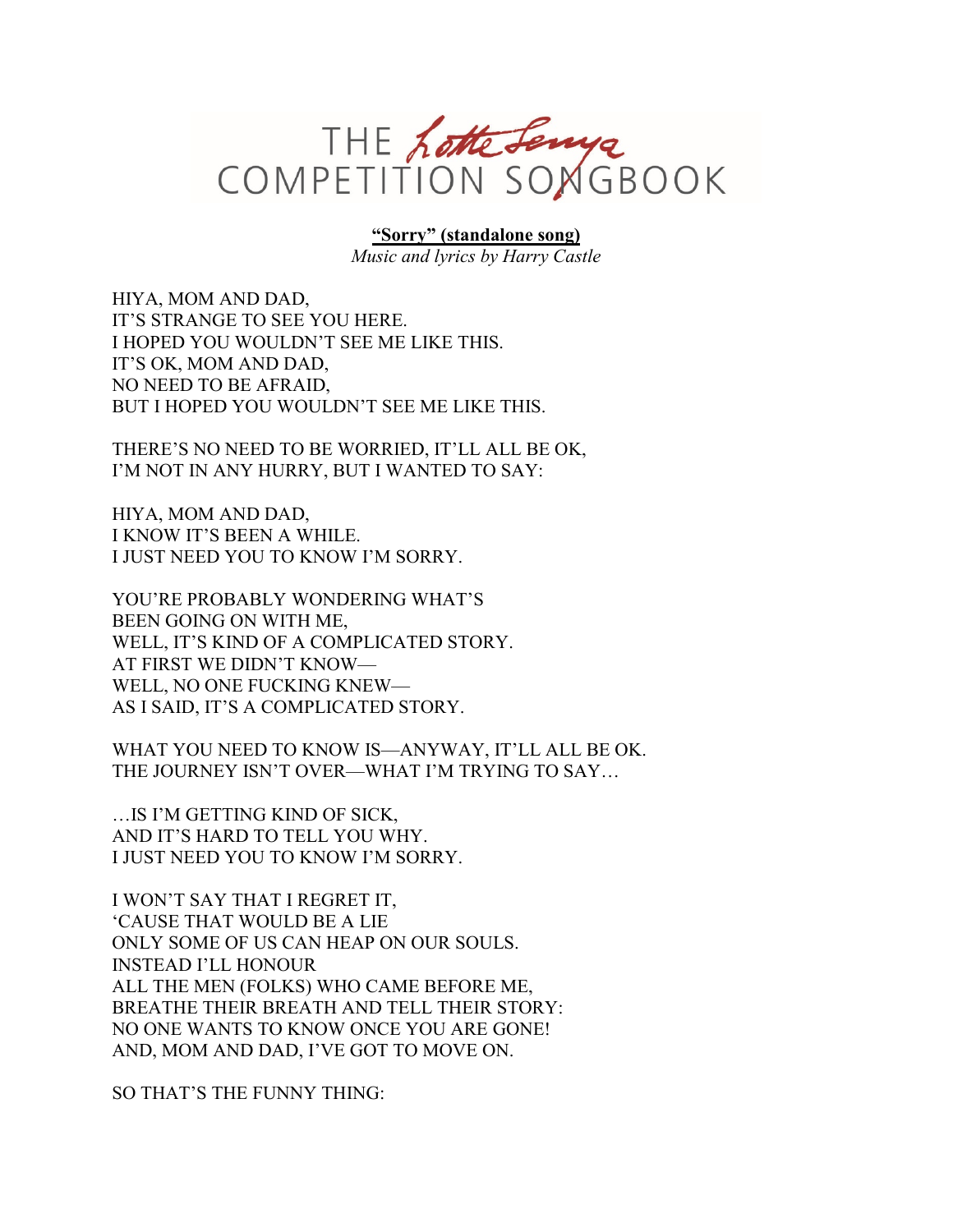# THE *Lotte Lenya* COMPETITION SONGBOOK

**"Sorry" (standalone song)**

*Music and lyrics by Harry Castle*

HIYA, MOM AND DAD,
IT'S STRANGE TO SEE YOU HERE.
I HOPED YOU WOULDN'T SEE ME LIKE THIS.
IT'S OK, MOM AND DAD,
NO NEED TO BE AFRAID,
BUT I HOPED YOU WOULDN'T SEE ME LIKE THIS.

THERE'S NO NEED TO BE WORRIED, IT'LL ALL BE OK,
I'M NOT IN ANY HURRY, BUT I WANTED TO SAY:

HIYA, MOM AND DAD,
I KNOW IT'S BEEN A WHILE.
I JUST NEED YOU TO KNOW I'M SORRY.

YOU'RE PROBABLY WONDERING WHAT'S
BEEN GOING ON WITH ME,
WELL, IT'S KIND OF A COMPLICATED STORY.
AT FIRST WE DIDN'T KNOW—
WELL, NO ONE FUCKING KNEW—
AS I SAID, IT'S A COMPLICATED STORY.

WHAT YOU NEED TO KNOW IS—ANYWAY, IT'LL ALL BE OK.
THE JOURNEY ISN'T OVER—WHAT I'M TRYING TO SAY…

…IS I'M GETTING KIND OF SICK,
AND IT'S HARD TO TELL YOU WHY.
I JUST NEED YOU TO KNOW I'M SORRY.

I WON'T SAY THAT I REGRET IT,
'CAUSE THAT WOULD BE A LIE
ONLY SOME OF US CAN HEAP ON OUR SOULS.
INSTEAD I'LL HONOUR
ALL THE MEN (FOLKS) WHO CAME BEFORE ME,
BREATHE THEIR BREATH AND TELL THEIR STORY:
NO ONE WANTS TO KNOW ONCE YOU ARE GONE!
AND, MOM AND DAD, I'VE GOT TO MOVE ON.

SO THAT'S THE FUNNY THING: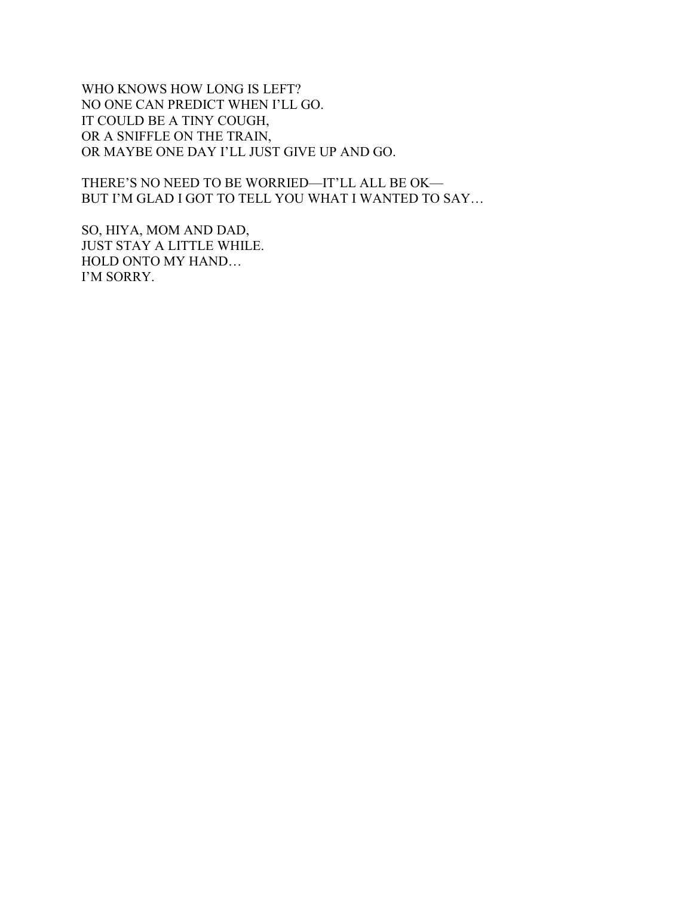WHO KNOWS HOW LONG IS LEFT?
NO ONE CAN PREDICT WHEN I'LL GO.
IT COULD BE A TINY COUGH,
OR A SNIFFLE ON THE TRAIN,
OR MAYBE ONE DAY I'LL JUST GIVE UP AND GO.

THERE'S NO NEED TO BE WORRIED—IT'LL ALL BE OK—
BUT I'M GLAD I GOT TO TELL YOU WHAT I WANTED TO SAY…

SO, HIYA, MOM AND DAD,
JUST STAY A LITTLE WHILE.
HOLD ONTO MY HAND…
I'M SORRY.